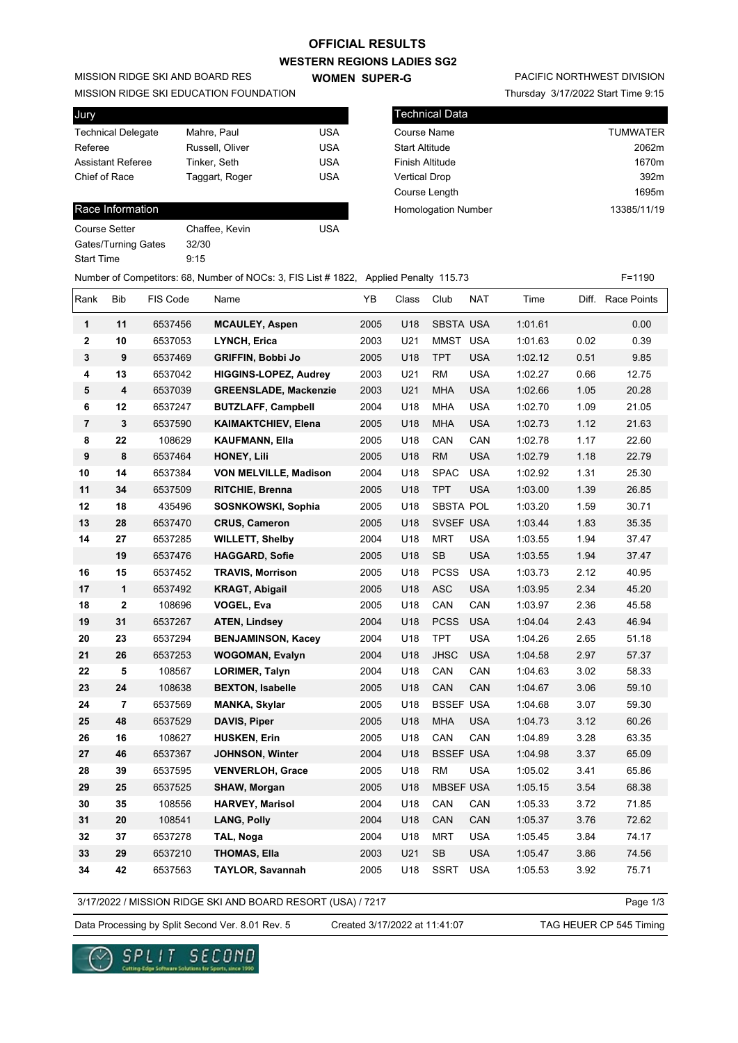# OFFICIAL RESULTS

## WESTERN REGIONS LADIES SG2

MISSION RIDGE SKI AND BOARD RES
MISSION RIDGE SKI EDUCATION FOUNDATION

**WOMEN SUPER-G**

PACIFIC NORTHWEST DIVISION
Thursday 3/17/2022 Start Time 9:15

| Jury | | |
|---|---|---|
| Technical Delegate | Mahre, Paul | USA |
| Referee | Russell, Oliver | USA |
| Assistant Referee | Tinker, Seth | USA |
| Chief of Race | Taggart, Roger | USA |

| Technical Data | |
|---|---|
| Course Name | TUMWATER |
| Start Altitude | 2062m |
| Finish Altitude | 1670m |
| Vertical Drop | 392m |
| Course Length | 1695m |
| Homologation Number | 13385/11/19 |

| Race Information | | |
|---|---|---|
| Course Setter | Chaffee, Kevin | USA |
| Gates/Turning Gates | 32/30 | |
| Start Time | 9:15 | |

Number of Competitors: 68, Number of NOCs: 3, FIS List # 1822, Applied Penalty 115.73 F=1190

| Rank | Bib | FIS Code | Name | YB | Class | Club | NAT | Time | Diff. | Race Points |
|---|---|---|---|---|---|---|---|---|---|---|
| 1 | 11 | 6537456 | MCAULEY, Aspen | 2005 | U18 | SBSTA | USA | 1:01.61 | | 0.00 |
| 2 | 10 | 6537053 | LYNCH, Erica | 2003 | U21 | MMST | USA | 1:01.63 | 0.02 | 0.39 |
| 3 | 9 | 6537469 | GRIFFIN, Bobbi Jo | 2005 | U18 | TPT | USA | 1:02.12 | 0.51 | 9.85 |
| 4 | 13 | 6537042 | HIGGINS-LOPEZ, Audrey | 2003 | U21 | RM | USA | 1:02.27 | 0.66 | 12.75 |
| 5 | 4 | 6537039 | GREENSLADE, Mackenzie | 2003 | U21 | MHA | USA | 1:02.66 | 1.05 | 20.28 |
| 6 | 12 | 6537247 | BUTZLAFF, Campbell | 2004 | U18 | MHA | USA | 1:02.70 | 1.09 | 21.05 |
| 7 | 3 | 6537590 | KAIMAKTCHIEV, Elena | 2005 | U18 | MHA | USA | 1:02.73 | 1.12 | 21.63 |
| 8 | 22 | 108629 | KAUFMANN, Ella | 2005 | U18 | CAN | CAN | 1:02.78 | 1.17 | 22.60 |
| 9 | 8 | 6537464 | HONEY, Lili | 2005 | U18 | RM | USA | 1:02.79 | 1.18 | 22.79 |
| 10 | 14 | 6537384 | VON MELVILLE, Madison | 2004 | U18 | SPAC | USA | 1:02.92 | 1.31 | 25.30 |
| 11 | 34 | 6537509 | RITCHIE, Brenna | 2005 | U18 | TPT | USA | 1:03.00 | 1.39 | 26.85 |
| 12 | 18 | 435496 | SOSNKOWSKI, Sophia | 2005 | U18 | SBSTA | POL | 1:03.20 | 1.59 | 30.71 |
| 13 | 28 | 6537470 | CRUS, Cameron | 2005 | U18 | SVSEF | USA | 1:03.44 | 1.83 | 35.35 |
| 14 | 27 | 6537285 | WILLETT, Shelby | 2004 | U18 | MRT | USA | 1:03.55 | 1.94 | 37.47 |
| | 19 | 6537476 | HAGGARD, Sofie | 2005 | U18 | SB | USA | 1:03.55 | 1.94 | 37.47 |
| 16 | 15 | 6537452 | TRAVIS, Morrison | 2005 | U18 | PCSS | USA | 1:03.73 | 2.12 | 40.95 |
| 17 | 1 | 6537492 | KRAGT, Abigail | 2005 | U18 | ASC | USA | 1:03.95 | 2.34 | 45.20 |
| 18 | 2 | 108696 | VOGEL, Eva | 2005 | U18 | CAN | CAN | 1:03.97 | 2.36 | 45.58 |
| 19 | 31 | 6537267 | ATEN, Lindsey | 2004 | U18 | PCSS | USA | 1:04.04 | 2.43 | 46.94 |
| 20 | 23 | 6537294 | BENJAMINSON, Kacey | 2004 | U18 | TPT | USA | 1:04.26 | 2.65 | 51.18 |
| 21 | 26 | 6537253 | WOGOMAN, Evalyn | 2004 | U18 | JHSC | USA | 1:04.58 | 2.97 | 57.37 |
| 22 | 5 | 108567 | LORIMER, Talyn | 2004 | U18 | CAN | CAN | 1:04.63 | 3.02 | 58.33 |
| 23 | 24 | 108638 | BEXTON, Isabelle | 2005 | U18 | CAN | CAN | 1:04.67 | 3.06 | 59.10 |
| 24 | 7 | 6537569 | MANKA, Skylar | 2005 | U18 | BSSEF | USA | 1:04.68 | 3.07 | 59.30 |
| 25 | 48 | 6537529 | DAVIS, Piper | 2005 | U18 | MHA | USA | 1:04.73 | 3.12 | 60.26 |
| 26 | 16 | 108627 | HUSKEN, Erin | 2005 | U18 | CAN | CAN | 1:04.89 | 3.28 | 63.35 |
| 27 | 46 | 6537367 | JOHNSON, Winter | 2004 | U18 | BSSEF | USA | 1:04.98 | 3.37 | 65.09 |
| 28 | 39 | 6537595 | VENVERLOH, Grace | 2005 | U18 | RM | USA | 1:05.02 | 3.41 | 65.86 |
| 29 | 25 | 6537525 | SHAW, Morgan | 2005 | U18 | MBSEF | USA | 1:05.15 | 3.54 | 68.38 |
| 30 | 35 | 108556 | HARVEY, Marisol | 2004 | U18 | CAN | CAN | 1:05.33 | 3.72 | 71.85 |
| 31 | 20 | 108541 | LANG, Polly | 2004 | U18 | CAN | CAN | 1:05.37 | 3.76 | 72.62 |
| 32 | 37 | 6537278 | TAL, Noga | 2004 | U18 | MRT | USA | 1:05.45 | 3.84 | 74.17 |
| 33 | 29 | 6537210 | THOMAS, Ella | 2003 | U21 | SB | USA | 1:05.47 | 3.86 | 74.56 |
| 34 | 42 | 6537563 | TAYLOR, Savannah | 2005 | U18 | SSRT | USA | 1:05.53 | 3.92 | 75.71 |

3/17/2022 / MISSION RIDGE SKI AND BOARD RESORT (USA) / 7217

Data Processing by Split Second Ver. 8.01 Rev. 5 Created 3/17/2022 at 11:41:07 TAG HEUER CP 545 Timing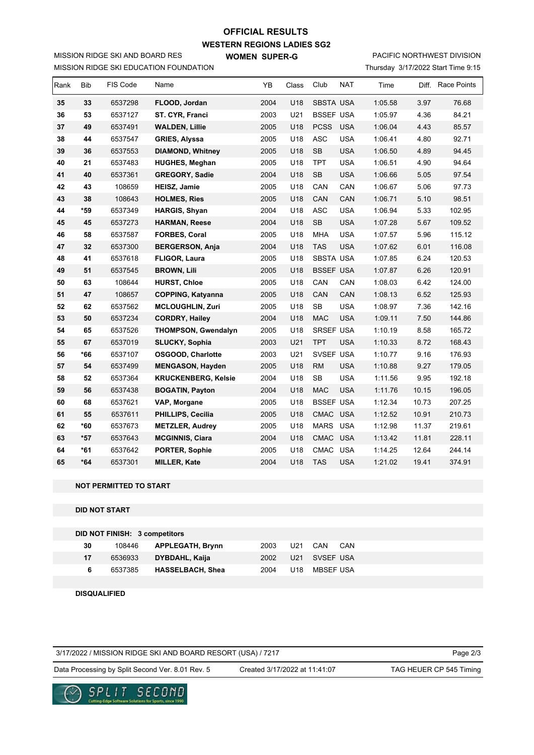# OFFICIAL RESULTS

## WESTERN REGIONS LADIES SG2

MISSION RIDGE SKI AND BOARD RES
MISSION RIDGE SKI EDUCATION FOUNDATION

**WOMEN SUPER-G**

PACIFIC NORTHWEST DIVISION
Thursday 3/17/2022 Start Time 9:15

| Rank | Bib | FIS Code | Name | YB | Class | Club | NAT | Time | Diff. | Race Points |
|---|---|---|---|---|---|---|---|---|---|---|
| **35** | **33** | 6537298 | **FLOOD, Jordan** | 2004 | U18 | SBSTA | USA | 1:05.58 | 3.97 | 76.68 |
| **36** | **53** | 6537127 | **ST. CYR, Franci** | 2003 | U21 | BSSEF | USA | 1:05.97 | 4.36 | 84.21 |
| **37** | **49** | 6537491 | **WALDEN, Lillie** | 2005 | U18 | PCSS | USA | 1:06.04 | 4.43 | 85.57 |
| **38** | **44** | 6537547 | **GRIES, Alyssa** | 2005 | U18 | ASC | USA | 1:06.41 | 4.80 | 92.71 |
| **39** | **36** | 6537553 | **DIAMOND, Whitney** | 2005 | U18 | SB | USA | 1:06.50 | 4.89 | 94.45 |
| **40** | **21** | 6537483 | **HUGHES, Meghan** | 2005 | U18 | TPT | USA | 1:06.51 | 4.90 | 94.64 |
| **41** | **40** | 6537361 | **GREGORY, Sadie** | 2004 | U18 | SB | USA | 1:06.66 | 5.05 | 97.54 |
| **42** | **43** | 108659 | **HEISZ, Jamie** | 2005 | U18 | CAN | CAN | 1:06.67 | 5.06 | 97.73 |
| **43** | **38** | 108643 | **HOLMES, Ries** | 2005 | U18 | CAN | CAN | 1:06.71 | 5.10 | 98.51 |
| **44** | ***59** | 6537349 | **HARGIS, Shyan** | 2004 | U18 | ASC | USA | 1:06.94 | 5.33 | 102.95 |
| **45** | **45** | 6537273 | **HARMAN, Reese** | 2004 | U18 | SB | USA | 1:07.28 | 5.67 | 109.52 |
| **46** | **58** | 6537587 | **FORBES, Coral** | 2005 | U18 | MHA | USA | 1:07.57 | 5.96 | 115.12 |
| **47** | **32** | 6537300 | **BERGERSON, Anja** | 2004 | U18 | TAS | USA | 1:07.62 | 6.01 | 116.08 |
| **48** | **41** | 6537618 | **FLIGOR, Laura** | 2005 | U18 | SBSTA | USA | 1:07.85 | 6.24 | 120.53 |
| **49** | **51** | 6537545 | **BROWN, Lili** | 2005 | U18 | BSSEF | USA | 1:07.87 | 6.26 | 120.91 |
| **50** | **63** | 108644 | **HURST, Chloe** | 2005 | U18 | CAN | CAN | 1:08.03 | 6.42 | 124.00 |
| **51** | **47** | 108657 | **COPPING, Katyanna** | 2005 | U18 | CAN | CAN | 1:08.13 | 6.52 | 125.93 |
| **52** | **62** | 6537562 | **MCLOUGHLIN, Zuri** | 2005 | U18 | SB | USA | 1:08.97 | 7.36 | 142.16 |
| **53** | **50** | 6537234 | **CORDRY, Hailey** | 2004 | U18 | MAC | USA | 1:09.11 | 7.50 | 144.86 |
| **54** | **65** | 6537526 | **THOMPSON, Gwendalyn** | 2005 | U18 | SRSEF | USA | 1:10.19 | 8.58 | 165.72 |
| **55** | **67** | 6537019 | **SLUCKY, Sophia** | 2003 | U21 | TPT | USA | 1:10.33 | 8.72 | 168.43 |
| **56** | ***66** | 6537107 | **OSGOOD, Charlotte** | 2003 | U21 | SVSEF | USA | 1:10.77 | 9.16 | 176.93 |
| **57** | **54** | 6537499 | **MENGASON, Hayden** | 2005 | U18 | RM | USA | 1:10.88 | 9.27 | 179.05 |
| **58** | **52** | 6537364 | **KRUCKENBERG, Kelsie** | 2004 | U18 | SB | USA | 1:11.56 | 9.95 | 192.18 |
| **59** | **56** | 6537438 | **BOGATIN, Payton** | 2004 | U18 | MAC | USA | 1:11.76 | 10.15 | 196.05 |
| **60** | **68** | 6537621 | **VAP, Morgane** | 2005 | U18 | BSSEF | USA | 1:12.34 | 10.73 | 207.25 |
| **61** | **55** | 6537611 | **PHILLIPS, Cecilia** | 2005 | U18 | CMAC | USA | 1:12.52 | 10.91 | 210.73 |
| **62** | ***60** | 6537673 | **METZLER, Audrey** | 2005 | U18 | MARS | USA | 1:12.98 | 11.37 | 219.61 |
| **63** | ***57** | 6537643 | **MCGINNIS, Ciara** | 2004 | U18 | CMAC | USA | 1:13.42 | 11.81 | 228.11 |
| **64** | ***61** | 6537642 | **PORTER, Sophie** | 2005 | U18 | CMAC | USA | 1:14.25 | 12.64 | 244.14 |
| **65** | ***64** | 6537301 | **MILLER, Kate** | 2004 | U18 | TAS | USA | 1:21.02 | 19.41 | 374.91 |

**NOT PERMITTED TO START**

**DID NOT START**

**DID NOT FINISH: 3 competitors**

| Bib | FIS Code | Name | YB | Class | Club | NAT |
|---|---|---|---|---|---|---|
| 30 | 108446 | **APPLEGATH, Brynn** | 2003 | U21 | CAN | CAN |
| 17 | 6536933 | **DYBDAHL, Kaija** | 2002 | U21 | SVSEF | USA |
| 6 | 6537385 | **HASSELBACH, Shea** | 2004 | U18 | MBSEF | USA |

**DISQUALIFIED**

3/17/2022 / MISSION RIDGE SKI AND BOARD RESORT (USA) / 7217

Data Processing by Split Second Ver. 8.01 Rev. 5 — Created 3/17/2022 at 11:41:07 — TAG HEUER CP 545 Timing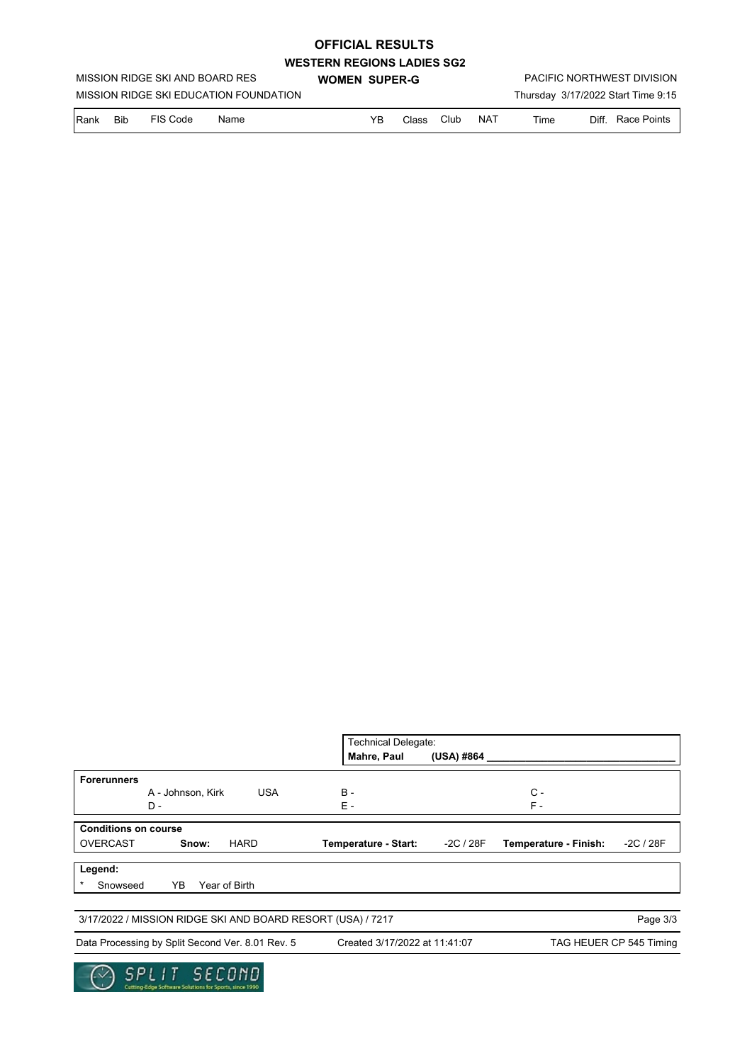# OFFICIAL RESULTS

## WESTERN REGIONS LADIES SG2

MISSION RIDGE SKI AND BOARD RES — **WOMEN SUPER-G** — PACIFIC NORTHWEST DIVISION

MISSION RIDGE SKI EDUCATION FOUNDATION — Thursday 3/17/2022 Start Time 9:15

| Rank | Bib | FIS Code | Name | YB | Class | Club | NAT | Time | Diff. | Race Points |
|---|---|---|---|---|---|---|---|---|---|---|

Technical Delegate:
**Mahre, Paul** **(USA) #864** ________________________________

| **Forerunners** | | | | |
|---|---|---|---|---|
| | A - Johnson, Kirk | USA | B - | C - |
| | D - | | E - | F - |

| **Conditions on course** | | | | | | |
|---|---|---|---|---|---|---|
| OVERCAST | **Snow:** | HARD | **Temperature - Start:** | -2C / 28F | **Temperature - Finish:** | -2C / 28F |

**Legend:**
* Snowseed YB Year of Birth

3/17/2022 / MISSION RIDGE SKI AND BOARD RESORT (USA) / 7217

Data Processing by Split Second Ver. 8.01 Rev. 5 — Created 3/17/2022 at 11:41:07 — TAG HEUER CP 545 Timing